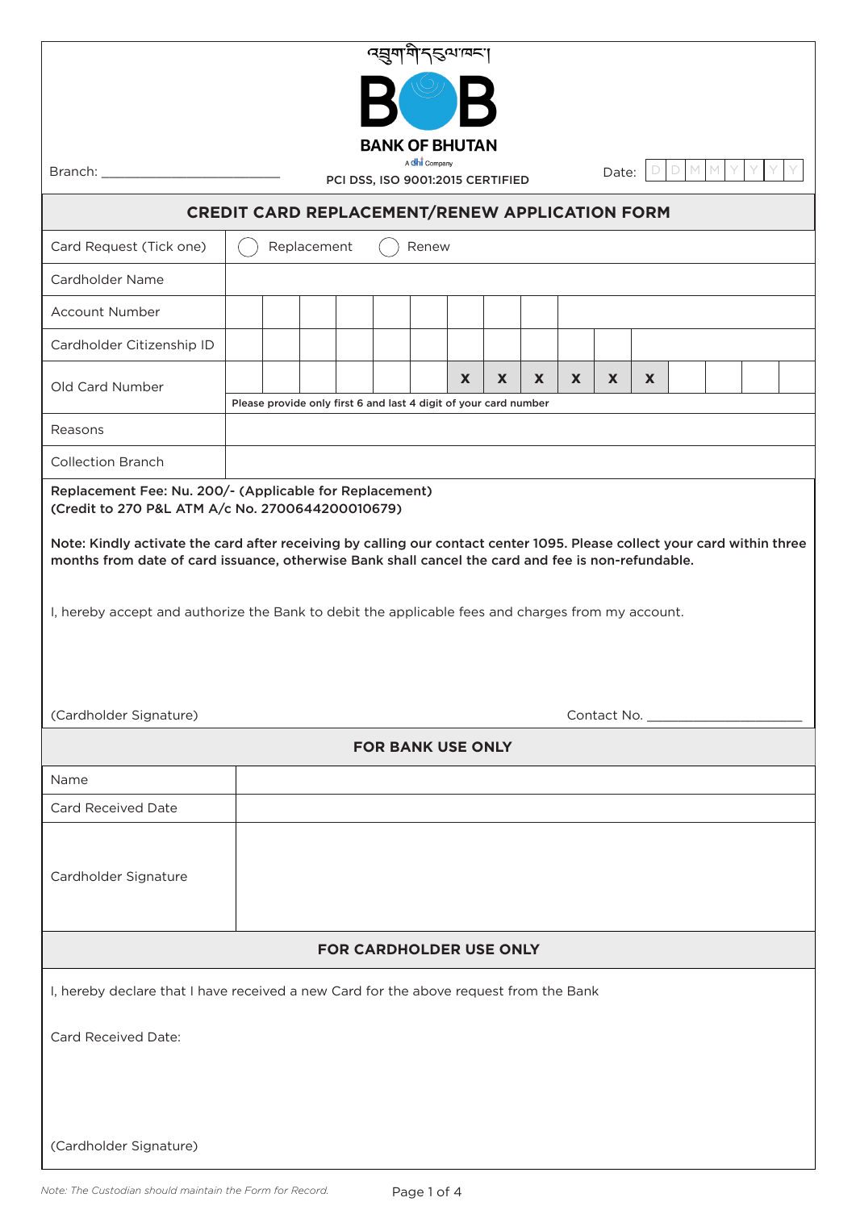འབྲུག་གི་དངུལ་ཁང་།

**BANK OF BHUTAN**

A dhi Company

Branch: ________________________

PCI DSS, ISO 9001:2015 CERTIFIED

Date: D D M M Y Y Y Y

## CREDIT CARD REPLACEMENT/RENEW APPLICATION FORM

| | |
|---|---|
| Card Request (Tick one) | ◯ Replacement ◯ Renew |
| Cardholder Name | |
| Account Number | |
| Cardholder Citizenship ID | |
| Old Card Number | _ _ _ _ _ _ X X X X X X _ _ _ _ <br> Please provide only first 6 and last 4 digit of your card number |
| Reasons | |
| Collection Branch | |

**Replacement Fee: Nu. 200/- (Applicable for Replacement)**
**(Credit to 270 P&L ATM A/c No. 2700644200010679)**

**Note: Kindly activate the card after receiving by calling our contact center 1095. Please collect your card within three months from date of card issuance, otherwise Bank shall cancel the card and fee is non-refundable.**

I, hereby accept and authorize the Bank to debit the applicable fees and charges from my account.

(Cardholder Signature) Contact No. ______________________

### FOR BANK USE ONLY

| | |
|---|---|
| Name | |
| Card Received Date | |
| Cardholder Signature | |

### FOR CARDHOLDER USE ONLY

I, hereby declare that I have received a new Card for the above request from the Bank

Card Received Date:

(Cardholder Signature)

*Note: The Custodian should maintain the Form for Record.*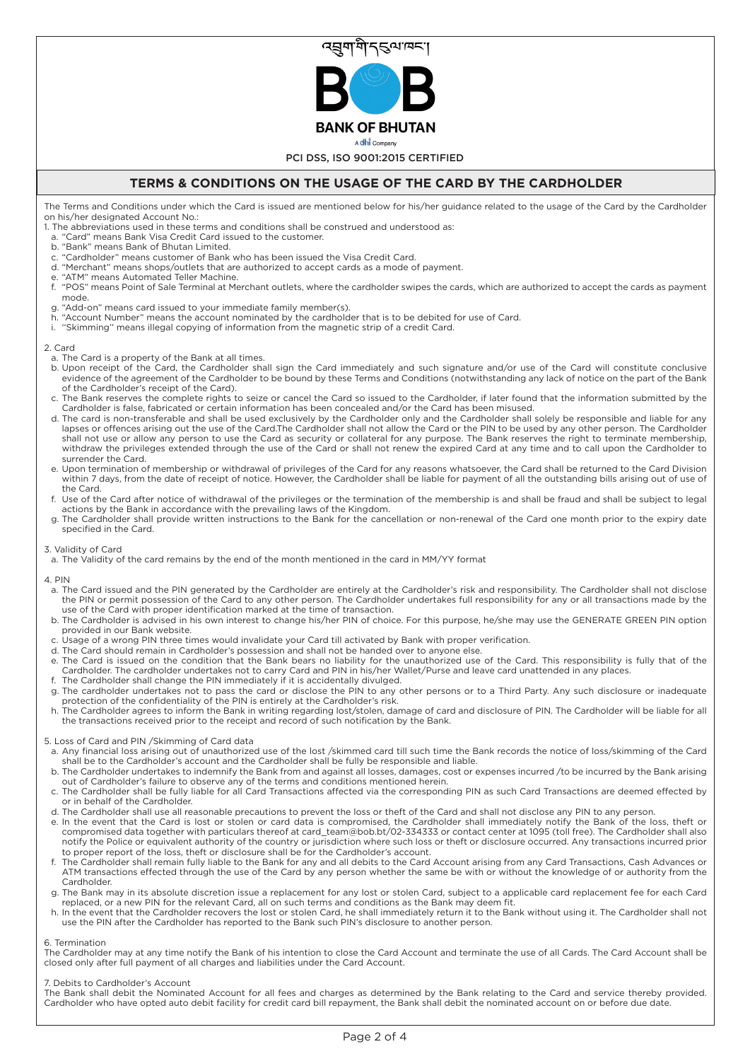འབྲུག་གི་དངུལ་ཁང་།

BANK OF BHUTAN

A dhi Company

PCI DSS, ISO 9001:2015 CERTIFIED

## TERMS & CONDITIONS ON THE USAGE OF THE CARD BY THE CARDHOLDER

The Terms and Conditions under which the Card is issued are mentioned below for his/her guidance related to the usage of the Card by the Cardholder on his/her designated Account No.:

1. The abbreviations used in these terms and conditions shall be construed and understood as:
   a. "Card" means Bank Visa Credit Card issued to the customer.
   b. "Bank" means Bank of Bhutan Limited.
   c. "Cardholder" means customer of Bank who has been issued the Visa Credit Card.
   d. "Merchant" means shops/outlets that are authorized to accept cards as a mode of payment.
   e. "ATM" means Automated Teller Machine.
   f. "POS" means Point of Sale Terminal at Merchant outlets, where the cardholder swipes the cards, which are authorized to accept the cards as payment mode.
   g. "Add-on" means card issued to your immediate family member(s).
   h. "Account Number" means the account nominated by the cardholder that is to be debited for use of Card.
   i. "Skimming" means illegal copying of information from the magnetic strip of a credit Card.

2. Card
   a. The Card is a property of the Bank at all times.
   b. Upon receipt of the Card, the Cardholder shall sign the Card immediately and such signature and/or use of the Card will constitute conclusive evidence of the agreement of the Cardholder to be bound by these Terms and Conditions (notwithstanding any lack of notice on the part of the Bank of the Cardholder's receipt of the Card).
   c. The Bank reserves the complete rights to seize or cancel the Card so issued to the Cardholder, if later found that the information submitted by the Cardholder is false, fabricated or certain information has been concealed and/or the Card has been misused.
   d. The card is non-transferable and shall be used exclusively by the Cardholder only and the Cardholder shall solely be responsible and liable for any lapses or offences arising out the use of the Card.The Cardholder shall not allow the Card or the PIN to be used by any other person. The Cardholder shall not use or allow any person to use the Card as security or collateral for any purpose. The Bank reserves the right to terminate membership, withdraw the privileges extended through the use of the Card or shall not renew the expired Card at any time and to call upon the Cardholder to surrender the Card.
   e. Upon termination of membership or withdrawal of privileges of the Card for any reasons whatsoever, the Card shall be returned to the Card Division within 7 days, from the date of receipt of notice. However, the Cardholder shall be liable for payment of all the outstanding bills arising out of use of the Card.
   f. Use of the Card after notice of withdrawal of the privileges or the termination of the membership is and shall be fraud and shall be subject to legal actions by the Bank in accordance with the prevailing laws of the Kingdom.
   g. The Cardholder shall provide written instructions to the Bank for the cancellation or non-renewal of the Card one month prior to the expiry date specified in the Card.

3. Validity of Card
   a. The Validity of the card remains by the end of the month mentioned in the card in MM/YY format

4. PIN
   a. The Card issued and the PIN generated by the Cardholder are entirely at the Cardholder's risk and responsibility. The Cardholder shall not disclose the PIN or permit possession of the Card to any other person. The Cardholder undertakes full responsibility for any or all transactions made by the use of the Card with proper identification marked at the time of transaction.
   b. The Cardholder is advised in his own interest to change his/her PIN of choice. For this purpose, he/she may use the GENERATE GREEN PIN option provided in our Bank website.
   c. Usage of a wrong PIN three times would invalidate your Card till activated by Bank with proper verification.
   d. The Card should remain in Cardholder's possession and shall not be handed over to anyone else.
   e. The Card is issued on the condition that the Bank bears no liability for the unauthorized use of the Card. This responsibility is fully that of the Cardholder. The cardholder undertakes not to carry Card and PIN in his/her Wallet/Purse and leave card unattended in any places.
   f. The Cardholder shall change the PIN immediately if it is accidentally divulged.
   g. The cardholder undertakes not to pass the card or disclose the PIN to any other persons or to a Third Party. Any such disclosure or inadequate protection of the confidentiality of the PIN is entirely at the Cardholder's risk.
   h. The Cardholder agrees to inform the Bank in writing regarding lost/stolen, damage of card and disclosure of PIN. The Cardholder will be liable for all the transactions received prior to the receipt and record of such notification by the Bank.

5. Loss of Card and PIN /Skimming of Card data
   a. Any financial loss arising out of unauthorized use of the lost /skimmed card till such time the Bank records the notice of loss/skimming of the Card shall be to the Cardholder's account and the Cardholder shall be fully be responsible and liable.
   b. The Cardholder undertakes to indemnify the Bank from and against all losses, damages, cost or expenses incurred /to be incurred by the Bank arising out of Cardholder's failure to observe any of the terms and conditions mentioned herein.
   c. The Cardholder shall be fully liable for all Card Transactions affected via the corresponding PIN as such Card Transactions are deemed effected by or in behalf of the Cardholder.
   d. The Cardholder shall use all reasonable precautions to prevent the loss or theft of the Card and shall not disclose any PIN to any person.
   e. In the event that the Card is lost or stolen or card data is compromised, the Cardholder shall immediately notify the Bank of the loss, theft or compromised data together with particulars thereof at card_team@bob.bt/02-334333 or contact center at 1095 (toll free). The Cardholder shall also notify the Police or equivalent authority of the country or jurisdiction where such loss or theft or disclosure occurred. Any transactions incurred prior to proper report of the loss, theft or disclosure shall be for the Cardholder's account.
   f. The Cardholder shall remain fully liable to the Bank for any and all debits to the Card Account arising from any Card Transactions, Cash Advances or ATM transactions effected through the use of the Card by any person whether the same be with or without the knowledge of or authority from the Cardholder.
   g. The Bank may in its absolute discretion issue a replacement for any lost or stolen Card, subject to a applicable card replacement fee for each Card replaced, or a new PIN for the relevant Card, all on such terms and conditions as the Bank may deem fit.
   h. In the event that the Cardholder recovers the lost or stolen Card, he shall immediately return it to the Bank without using it. The Cardholder shall not use the PIN after the Cardholder has reported to the Bank such PIN's disclosure to another person.

6. Termination

The Cardholder may at any time notify the Bank of his intention to close the Card Account and terminate the use of all Cards. The Card Account shall be closed only after full payment of all charges and liabilities under the Card Account.

7. Debits to Cardholder's Account

The Bank shall debit the Nominated Account for all fees and charges as determined by the Bank relating to the Card and service thereby provided. Cardholder who have opted auto debit facility for credit card bill repayment, the Bank shall debit the nominated account on or before due date.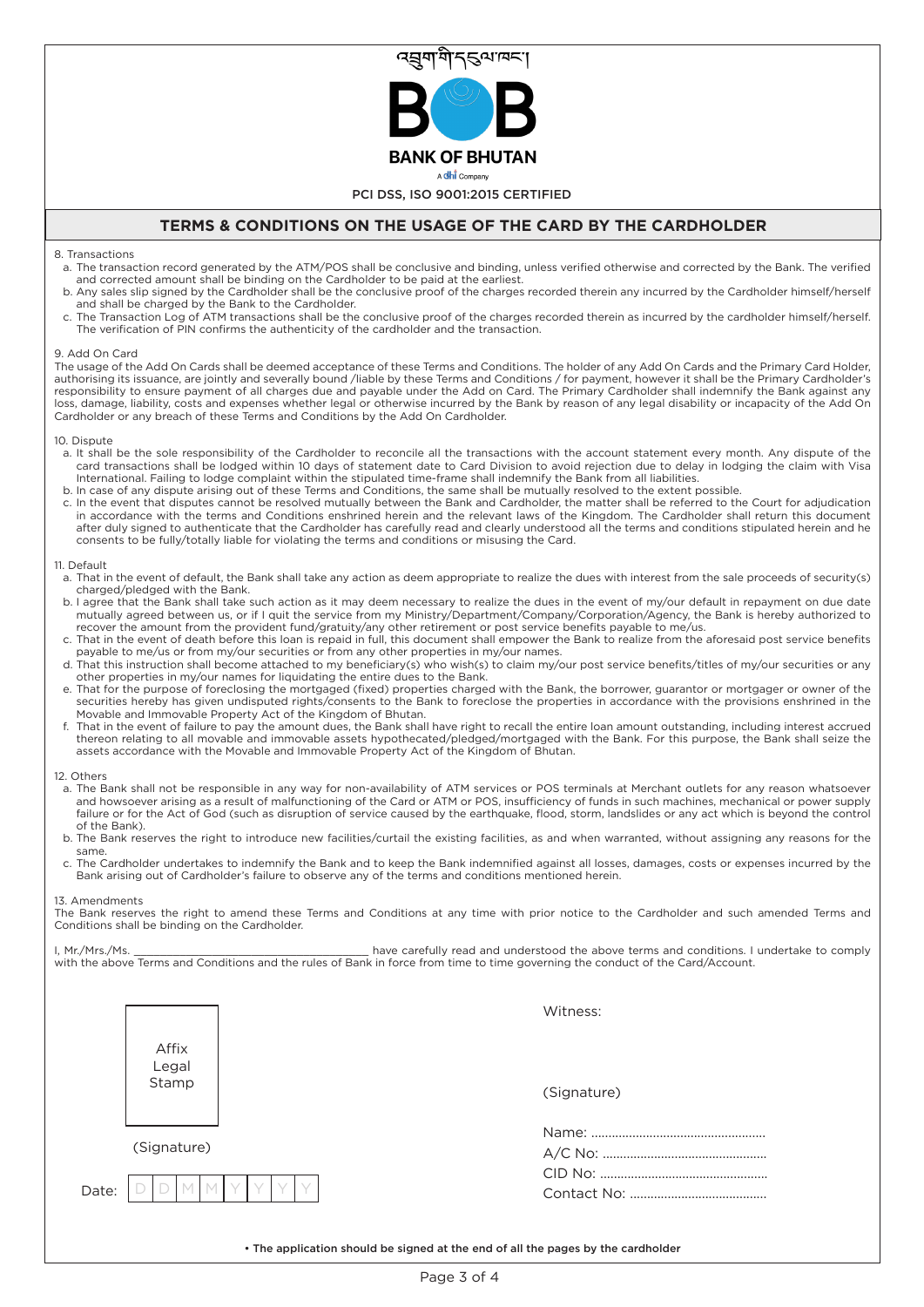འབྲུག་གི་དངུལ་ཁང་།

**BANK OF BHUTAN**

A dhi Company

PCI DSS, ISO 9001:2015 CERTIFIED

## TERMS & CONDITIONS ON THE USAGE OF THE CARD BY THE CARDHOLDER

8. Transactions

a. The transaction record generated by the ATM/POS shall be conclusive and binding, unless verified otherwise and corrected by the Bank. The verified and corrected amount shall be binding on the Cardholder to be paid at the earliest.

b. Any sales slip signed by the Cardholder shall be the conclusive proof of the charges recorded therein any incurred by the Cardholder himself/herself and shall be charged by the Bank to the Cardholder.

c. The Transaction Log of ATM transactions shall be the conclusive proof of the charges recorded therein as incurred by the cardholder himself/herself. The verification of PIN confirms the authenticity of the cardholder and the transaction.

9. Add On Card

The usage of the Add On Cards shall be deemed acceptance of these Terms and Conditions. The holder of any Add On Cards and the Primary Card Holder, authorising its issuance, are jointly and severally bound /liable by these Terms and Conditions / for payment, however it shall be the Primary Cardholder's responsibility to ensure payment of all charges due and payable under the Add on Card. The Primary Cardholder shall indemnify the Bank against any loss, damage, liability, costs and expenses whether legal or otherwise incurred by the Bank by reason of any legal disability or incapacity of the Add On Cardholder or any breach of these Terms and Conditions by the Add On Cardholder.

10. Dispute

a. It shall be the sole responsibility of the Cardholder to reconcile all the transactions with the account statement every month. Any dispute of the card transactions shall be lodged within 10 days of statement date to Card Division to avoid rejection due to delay in lodging the claim with Visa International. Failing to lodge complaint within the stipulated time-frame shall indemnify the Bank from all liabilities.

b. In case of any dispute arising out of these Terms and Conditions, the same shall be mutually resolved to the extent possible.

c. In the event that disputes cannot be resolved mutually between the Bank and Cardholder, the matter shall be referred to the Court for adjudication in accordance with the terms and Conditions enshrined herein and the relevant laws of the Kingdom. The Cardholder shall return this document after duly signed to authenticate that the Cardholder has carefully read and clearly understood all the terms and conditions stipulated herein and he consents to be fully/totally liable for violating the terms and conditions or misusing the Card.

11. Default

a. That in the event of default, the Bank shall take any action as deem appropriate to realize the dues with interest from the sale proceeds of security(s) charged/pledged with the Bank.

b. I agree that the Bank shall take such action as it may deem necessary to realize the dues in the event of my/our default in repayment on due date mutually agreed between us, or if I quit the service from my Ministry/Department/Company/Corporation/Agency, the Bank is hereby authorized to recover the amount from the provident fund/gratuity/any other retirement or post service benefits payable to me/us.

c. That in the event of death before this loan is repaid in full, this document shall empower the Bank to realize from the aforesaid post service benefits payable to me/us or from my/our securities or from any other properties in my/our names.

d. That this instruction shall become attached to my beneficiary(s) who wish(s) to claim my/our post service benefits/titles of my/our securities or any other properties in my/our names for liquidating the entire dues to the Bank.

e. That for the purpose of foreclosing the mortgaged (fixed) properties charged with the Bank, the borrower, guarantor or mortgager or owner of the securities hereby has given undisputed rights/consents to the Bank to foreclose the properties in accordance with the provisions enshrined in the Movable and Immovable Property Act of the Kingdom of Bhutan.

f. That in the event of failure to pay the amount dues, the Bank shall have right to recall the entire loan amount outstanding, including interest accrued thereon relating to all movable and immovable assets hypothecated/pledged/mortgaged with the Bank. For this purpose, the Bank shall seize the assets accordance with the Movable and Immovable Property Act of the Kingdom of Bhutan.

12. Others

a. The Bank shall not be responsible in any way for non-availability of ATM services or POS terminals at Merchant outlets for any reason whatsoever and howsoever arising as a result of malfunctioning of the Card or ATM or POS, insufficiency of funds in such machines, mechanical or power supply failure or for the Act of God (such as disruption of service caused by the earthquake, flood, storm, landslides or any act which is beyond the control of the Bank).

b. The Bank reserves the right to introduce new facilities/curtail the existing facilities, as and when warranted, without assigning any reasons for the same.

c. The Cardholder undertakes to indemnify the Bank and to keep the Bank indemnified against all losses, damages, costs or expenses incurred by the Bank arising out of Cardholder's failure to observe any of the terms and conditions mentioned herein.

13. Amendments

The Bank reserves the right to amend these Terms and Conditions at any time with prior notice to the Cardholder and such amended Terms and Conditions shall be binding on the Cardholder.

I, Mr./Mrs./Ms. ______________________________________ have carefully read and understood the above terms and conditions. I undertake to comply with the above Terms and Conditions and the rules of Bank in force from time to time governing the conduct of the Card/Account.

Affix Legal Stamp

(Signature)

Date: D D M M Y Y Y Y

Witness:

(Signature)

Name: ..................................................

A/C No: ...............................................

CID No: ...............................................

Contact No: .......................................

**• The application should be signed at the end of all the pages by the cardholder**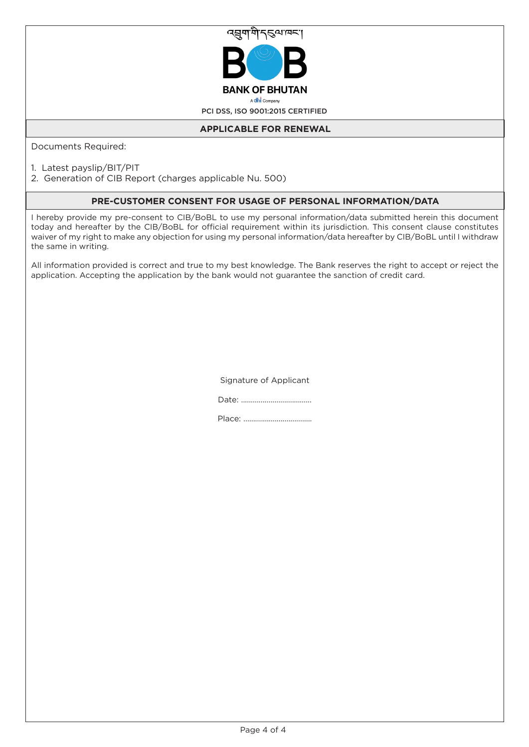འབྲུག་གི་དངུལ་ཁང་།

BANK OF BHUTAN

A dhi Company

PCI DSS, ISO 9001:2015 CERTIFIED

## APPLICABLE FOR RENEWAL

Documents Required:

1. Latest payslip/BIT/PIT
2. Generation of CIB Report (charges applicable Nu. 500)

## PRE-CUSTOMER CONSENT FOR USAGE OF PERSONAL INFORMATION/DATA

I hereby provide my pre-consent to CIB/BoBL to use my personal information/data submitted herein this document today and hereafter by the CIB/BoBL for official requirement within its jurisdiction. This consent clause constitutes waiver of my right to make any objection for using my personal information/data hereafter by CIB/BoBL until I withdraw the same in writing.

All information provided is correct and true to my best knowledge. The Bank reserves the right to accept or reject the application. Accepting the application by the bank would not guarantee the sanction of credit card.

Signature of Applicant

Date: ....................................

Place: ..................................